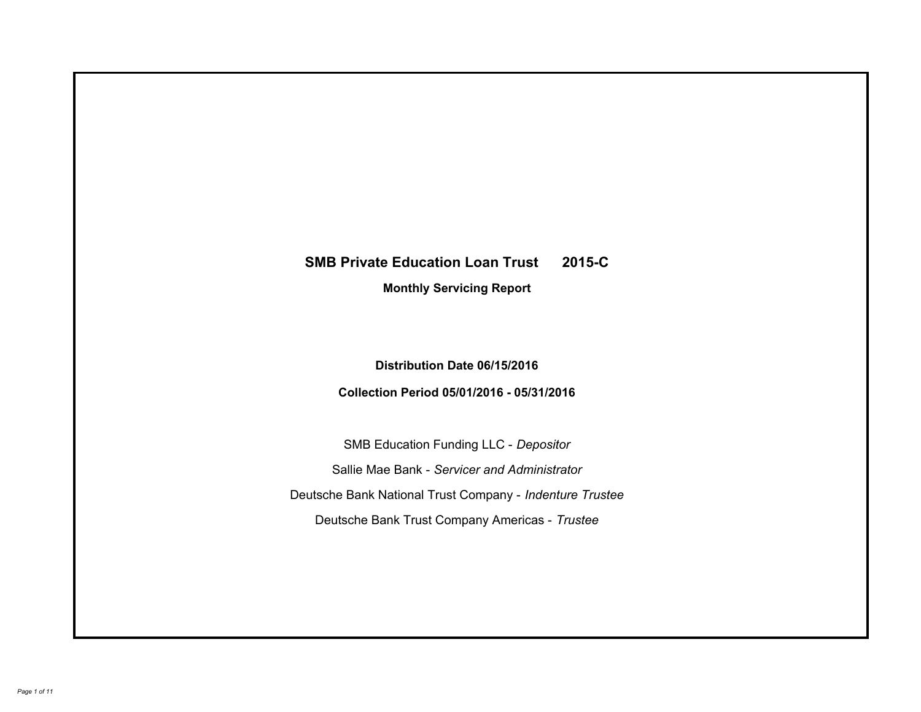# SMB Private Education Loan Trust 2015-C

## Monthly Servicing Report

**Distribution Date 06/15/2016**

**Collection Period 05/01/2016 - 05/31/2016**

SMB Education Funding LLC - *Depositor*

Sallie Mae Bank - *Servicer and Administrator*

Deutsche Bank National Trust Company - *Indenture Trustee*

Deutsche Bank Trust Company Americas - *Trustee*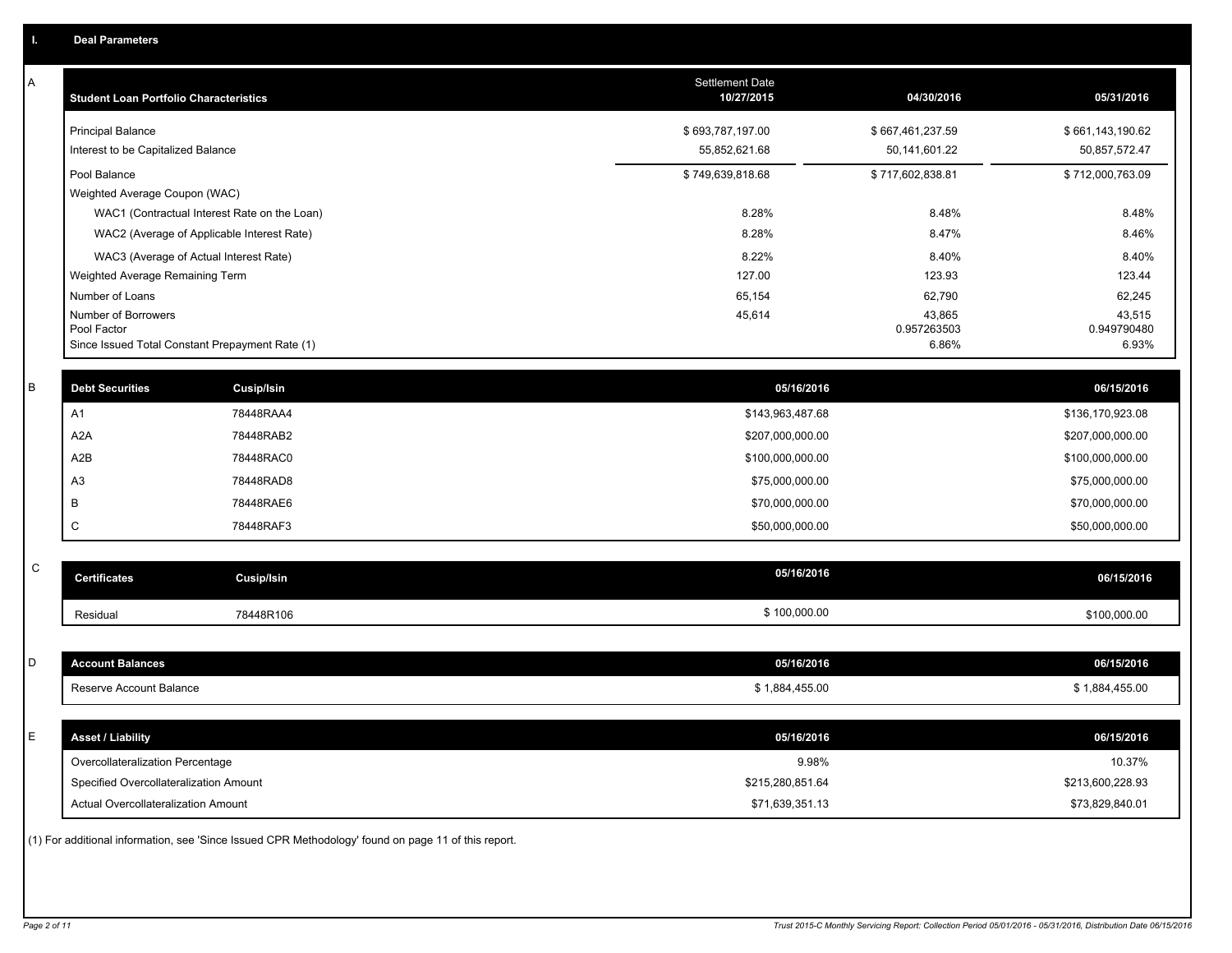## I. Deal Parameters

### A

| Student Loan Portfolio Characteristics | Settlement Date 10/27/2015 | 04/30/2016 | 05/31/2016 |
|---|---|---|---|
| Principal Balance | $ 693,787,197.00 | $ 667,461,237.59 | $ 661,143,190.62 |
| Interest to be Capitalized Balance | 55,852,621.68 | 50,141,601.22 | 50,857,572.47 |
| Pool Balance | $ 749,639,818.68 | $ 717,602,838.81 | $ 712,000,763.09 |
| Weighted Average Coupon (WAC) | | | |
| WAC1 (Contractual Interest Rate on the Loan) | 8.28% | 8.48% | 8.48% |
| WAC2 (Average of Applicable Interest Rate) | 8.28% | 8.47% | 8.46% |
| WAC3 (Average of Actual Interest Rate) | 8.22% | 8.40% | 8.40% |
| Weighted Average Remaining Term | 127.00 | 123.93 | 123.44 |
| Number of Loans | 65,154 | 62,790 | 62,245 |
| Number of Borrowers | 45,614 | 43,865 | 43,515 |
| Pool Factor | | 0.957263503 | 0.949790480 |
| Since Issued Total Constant Prepayment Rate (1) | | 6.86% | 6.93% |

### B

| Debt Securities | Cusip/Isin | 05/16/2016 | 06/15/2016 |
|---|---|---|---|
| A1 | 78448RAA4 | $143,963,487.68 | $136,170,923.08 |
| A2A | 78448RAB2 | $207,000,000.00 | $207,000,000.00 |
| A2B | 78448RAC0 | $100,000,000.00 | $100,000,000.00 |
| A3 | 78448RAD8 | $75,000,000.00 | $75,000,000.00 |
| B | 78448RAE6 | $70,000,000.00 | $70,000,000.00 |
| C | 78448RAF3 | $50,000,000.00 | $50,000,000.00 |

### C

| Certificates | Cusip/Isin | 05/16/2016 | 06/15/2016 |
|---|---|---|---|
| Residual | 78448R106 | $ 100,000.00 | $100,000.00 |

### D

| Account Balances | 05/16/2016 | 06/15/2016 |
|---|---|---|
| Reserve Account Balance | $ 1,884,455.00 | $ 1,884,455.00 |

### E

| Asset / Liability | 05/16/2016 | 06/15/2016 |
|---|---|---|
| Overcollateralization Percentage | 9.98% | 10.37% |
| Specified Overcollateralization Amount | $215,280,851.64 | $213,600,228.93 |
| Actual Overcollateralization Amount | $71,639,351.13 | $73,829,840.01 |

(1) For additional information, see 'Since Issued CPR Methodology' found on page 11 of this report.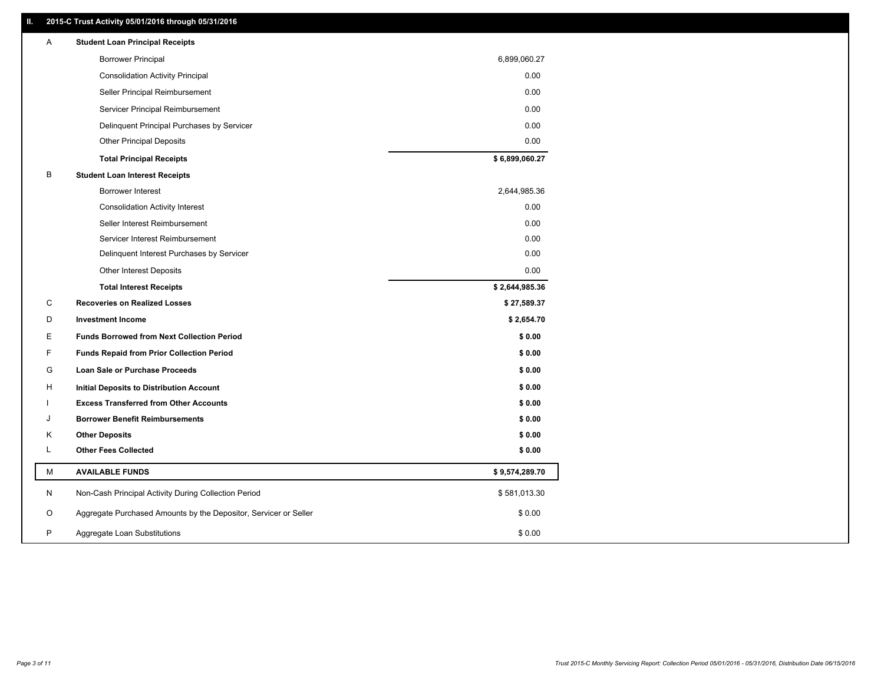## II. 2015-C Trust Activity 05/01/2016 through 05/31/2016

| | | |
|---|---|---|
| A | **Student Loan Principal Receipts** | |
| | Borrower Principal | 6,899,060.27 |
| | Consolidation Activity Principal | 0.00 |
| | Seller Principal Reimbursement | 0.00 |
| | Servicer Principal Reimbursement | 0.00 |
| | Delinquent Principal Purchases by Servicer | 0.00 |
| | Other Principal Deposits | 0.00 |
| | **Total Principal Receipts** | **$ 6,899,060.27** |
| B | **Student Loan Interest Receipts** | |
| | Borrower Interest | 2,644,985.36 |
| | Consolidation Activity Interest | 0.00 |
| | Seller Interest Reimbursement | 0.00 |
| | Servicer Interest Reimbursement | 0.00 |
| | Delinquent Interest Purchases by Servicer | 0.00 |
| | Other Interest Deposits | 0.00 |
| | **Total Interest Receipts** | **$ 2,644,985.36** |
| C | **Recoveries on Realized Losses** | **$ 27,589.37** |
| D | **Investment Income** | **$ 2,654.70** |
| E | **Funds Borrowed from Next Collection Period** | **$ 0.00** |
| F | **Funds Repaid from Prior Collection Period** | **$ 0.00** |
| G | **Loan Sale or Purchase Proceeds** | **$ 0.00** |
| H | **Initial Deposits to Distribution Account** | **$ 0.00** |
| I | **Excess Transferred from Other Accounts** | **$ 0.00** |
| J | **Borrower Benefit Reimbursements** | **$ 0.00** |
| K | **Other Deposits** | **$ 0.00** |
| L | **Other Fees Collected** | **$ 0.00** |
| M | **AVAILABLE FUNDS** | **$ 9,574,289.70** |
| N | Non-Cash Principal Activity During Collection Period | $ 581,013.30 |
| O | Aggregate Purchased Amounts by the Depositor, Servicer or Seller | $ 0.00 |
| P | Aggregate Loan Substitutions | $ 0.00 |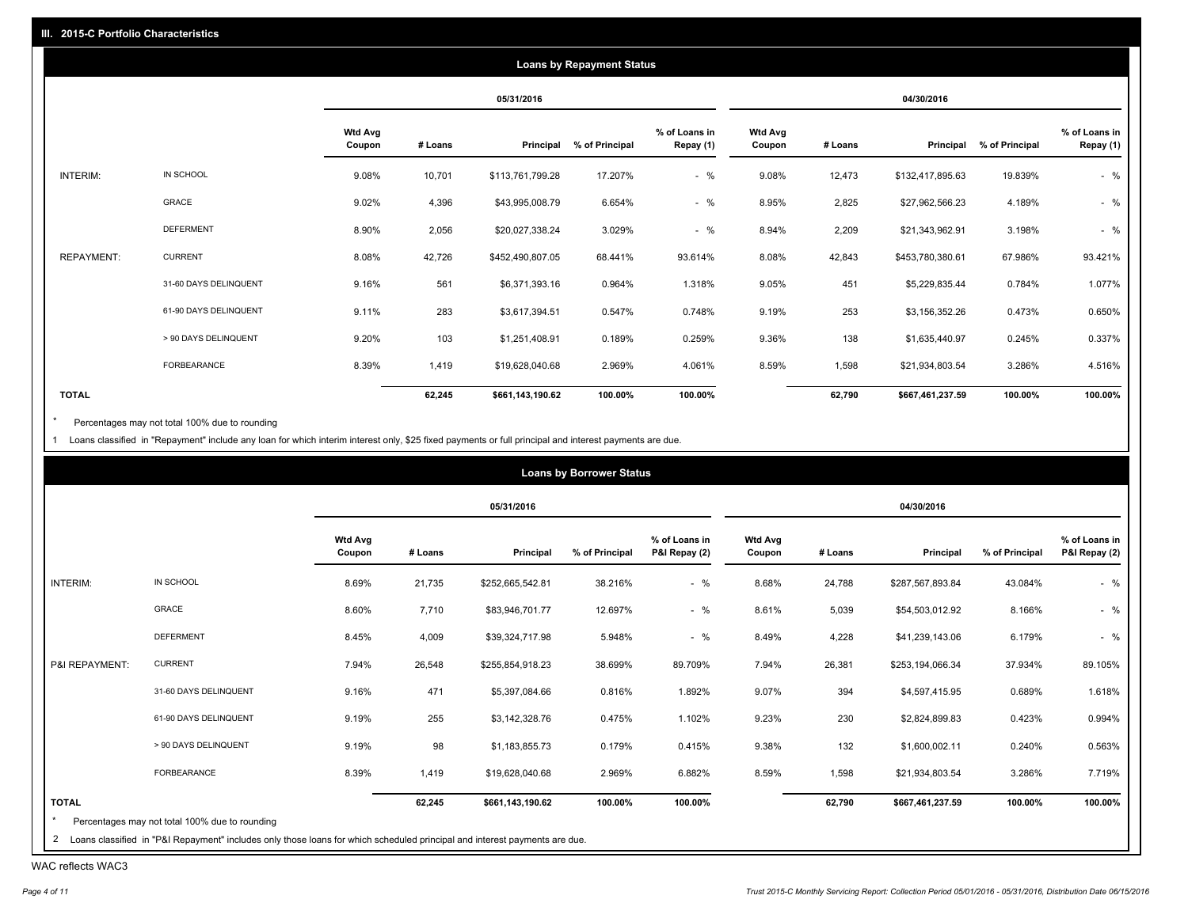## III. 2015-C Portfolio Characteristics

### Loans by Repayment Status

| | | 05/31/2016 | | | | | 04/30/2016 | | | | |
|---|---|---|---|---|---|---|---|---|---|---|---|
| | | Wtd Avg Coupon | # Loans | Principal | % of Principal | % of Loans in Repay (1) | Wtd Avg Coupon | # Loans | Principal | % of Principal | % of Loans in Repay (1) |
| INTERIM: | IN SCHOOL | 9.08% | 10,701 | $113,761,799.28 | 17.207% | - % | 9.08% | 12,473 | $132,417,895.63 | 19.839% | - % |
| | GRACE | 9.02% | 4,396 | $43,995,008.79 | 6.654% | - % | 8.95% | 2,825 | $27,962,566.23 | 4.189% | - % |
| | DEFERMENT | 8.90% | 2,056 | $20,027,338.24 | 3.029% | - % | 8.94% | 2,209 | $21,343,962.91 | 3.198% | - % |
| REPAYMENT: | CURRENT | 8.08% | 42,726 | $452,490,807.05 | 68.441% | 93.614% | 8.08% | 42,843 | $453,780,380.61 | 67.986% | 93.421% |
| | 31-60 DAYS DELINQUENT | 9.16% | 561 | $6,371,393.16 | 0.964% | 1.318% | 9.05% | 451 | $5,229,835.44 | 0.784% | 1.077% |
| | 61-90 DAYS DELINQUENT | 9.11% | 283 | $3,617,394.51 | 0.547% | 0.748% | 9.19% | 253 | $3,156,352.26 | 0.473% | 0.650% |
| | > 90 DAYS DELINQUENT | 9.20% | 103 | $1,251,408.91 | 0.189% | 0.259% | 9.36% | 138 | $1,635,440.97 | 0.245% | 0.337% |
| | FORBEARANCE | 8.39% | 1,419 | $19,628,040.68 | 2.969% | 4.061% | 8.59% | 1,598 | $21,934,803.54 | 3.286% | 4.516% |
| **TOTAL** | | | **62,245** | **$661,143,190.62** | **100.00%** | **100.00%** | | **62,790** | **$667,461,237.59** | **100.00%** | **100.00%** |

\* Percentages may not total 100% due to rounding

1 Loans classified in "Repayment" include any loan for which interim interest only, $25 fixed payments or full principal and interest payments are due.

### Loans by Borrower Status

| | | 05/31/2016 | | | | | 04/30/2016 | | | | |
|---|---|---|---|---|---|---|---|---|---|---|---|
| | | Wtd Avg Coupon | # Loans | Principal | % of Principal | % of Loans in P&I Repay (2) | Wtd Avg Coupon | # Loans | Principal | % of Principal | % of Loans in P&I Repay (2) |
| INTERIM: | IN SCHOOL | 8.69% | 21,735 | $252,665,542.81 | 38.216% | - % | 8.68% | 24,788 | $287,567,893.84 | 43.084% | - % |
| | GRACE | 8.60% | 7,710 | $83,946,701.77 | 12.697% | - % | 8.61% | 5,039 | $54,503,012.92 | 8.166% | - % |
| | DEFERMENT | 8.45% | 4,009 | $39,324,717.98 | 5.948% | - % | 8.49% | 4,228 | $41,239,143.06 | 6.179% | - % |
| P&I REPAYMENT: | CURRENT | 7.94% | 26,548 | $255,854,918.23 | 38.699% | 89.709% | 7.94% | 26,381 | $253,194,066.34 | 37.934% | 89.105% |
| | 31-60 DAYS DELINQUENT | 9.16% | 471 | $5,397,084.66 | 0.816% | 1.892% | 9.07% | 394 | $4,597,415.95 | 0.689% | 1.618% |
| | 61-90 DAYS DELINQUENT | 9.19% | 255 | $3,142,328.76 | 0.475% | 1.102% | 9.23% | 230 | $2,824,899.83 | 0.423% | 0.994% |
| | > 90 DAYS DELINQUENT | 9.19% | 98 | $1,183,855.73 | 0.179% | 0.415% | 9.38% | 132 | $1,600,002.11 | 0.240% | 0.563% |
| | FORBEARANCE | 8.39% | 1,419 | $19,628,040.68 | 2.969% | 6.882% | 8.59% | 1,598 | $21,934,803.54 | 3.286% | 7.719% |
| **TOTAL** | | | **62,245** | **$661,143,190.62** | **100.00%** | **100.00%** | | **62,790** | **$667,461,237.59** | **100.00%** | **100.00%** |

\* Percentages may not total 100% due to rounding

2 Loans classified in "P&I Repayment" includes only those loans for which scheduled principal and interest payments are due.

WAC reflects WAC3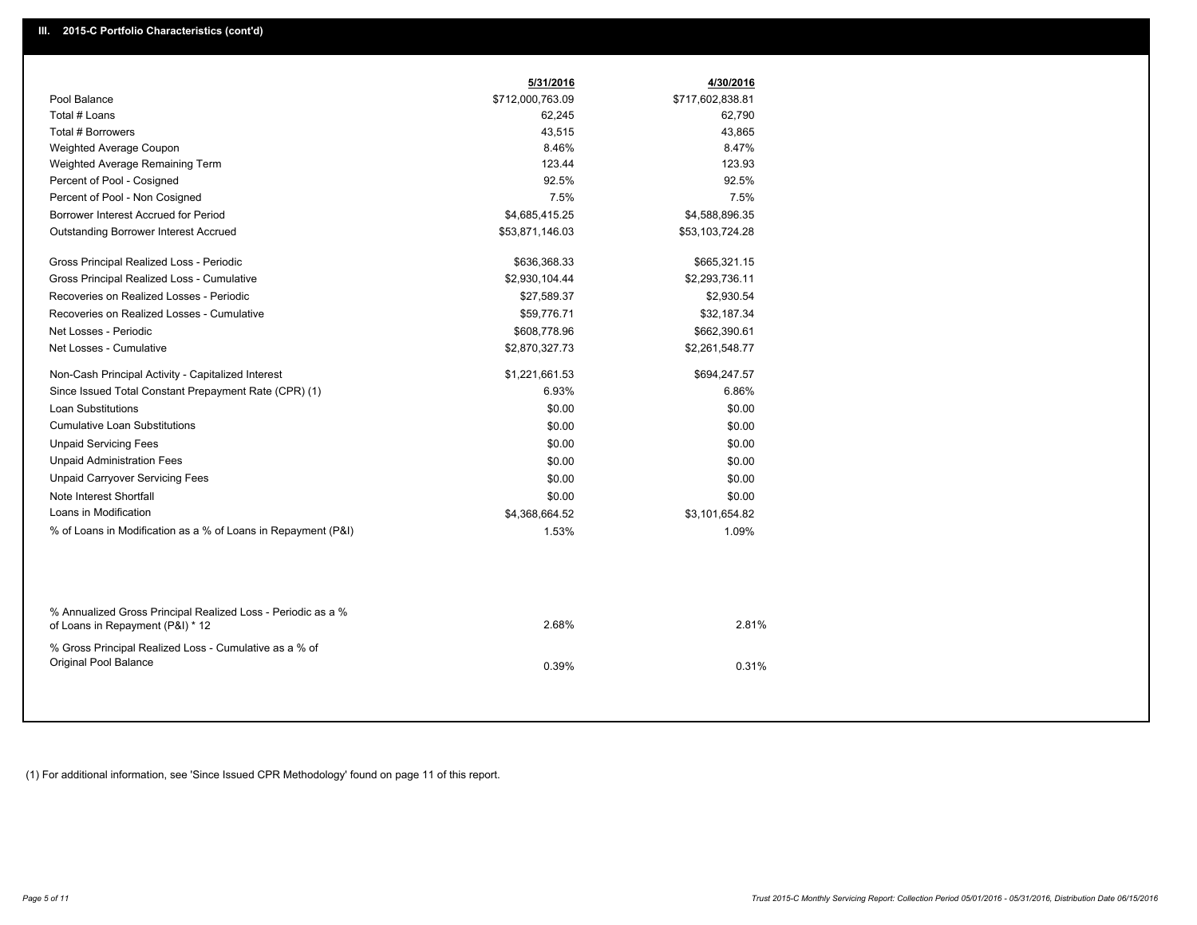## III. 2015-C Portfolio Characteristics (cont'd)

| | 5/31/2016 | 4/30/2016 |
|---|---|---|
| Pool Balance | $712,000,763.09 | $717,602,838.81 |
| Total # Loans | 62,245 | 62,790 |
| Total # Borrowers | 43,515 | 43,865 |
| Weighted Average Coupon | 8.46% | 8.47% |
| Weighted Average Remaining Term | 123.44 | 123.93 |
| Percent of Pool - Cosigned | 92.5% | 92.5% |
| Percent of Pool - Non Cosigned | 7.5% | 7.5% |
| Borrower Interest Accrued for Period | $4,685,415.25 | $4,588,896.35 |
| Outstanding Borrower Interest Accrued | $53,871,146.03 | $53,103,724.28 |
| Gross Principal Realized Loss - Periodic | $636,368.33 | $665,321.15 |
| Gross Principal Realized Loss - Cumulative | $2,930,104.44 | $2,293,736.11 |
| Recoveries on Realized Losses - Periodic | $27,589.37 | $2,930.54 |
| Recoveries on Realized Losses - Cumulative | $59,776.71 | $32,187.34 |
| Net Losses - Periodic | $608,778.96 | $662,390.61 |
| Net Losses - Cumulative | $2,870,327.73 | $2,261,548.77 |
| Non-Cash Principal Activity - Capitalized Interest | $1,221,661.53 | $694,247.57 |
| Since Issued Total Constant Prepayment Rate (CPR) (1) | 6.93% | 6.86% |
| Loan Substitutions | $0.00 | $0.00 |
| Cumulative Loan Substitutions | $0.00 | $0.00 |
| Unpaid Servicing Fees | $0.00 | $0.00 |
| Unpaid Administration Fees | $0.00 | $0.00 |
| Unpaid Carryover Servicing Fees | $0.00 | $0.00 |
| Note Interest Shortfall | $0.00 | $0.00 |
| Loans in Modification | $4,368,664.52 | $3,101,654.82 |
| % of Loans in Modification as a % of Loans in Repayment (P&I) | 1.53% | 1.09% |
| % Annualized Gross Principal Realized Loss - Periodic as a % of Loans in Repayment (P&I) * 12 | 2.68% | 2.81% |
| % Gross Principal Realized Loss - Cumulative as a % of Original Pool Balance | 0.39% | 0.31% |

(1) For additional information, see 'Since Issued CPR Methodology' found on page 11 of this report.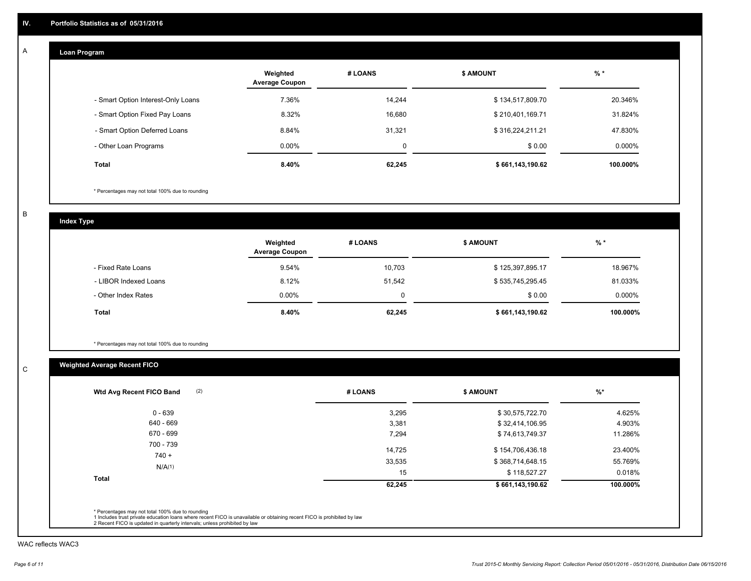## IV. Portfolio Statistics as of 05/31/2016

### A. Loan Program

| | Weighted Average Coupon | # LOANS | $ AMOUNT | % * |
|---|---|---|---|---|
| - Smart Option Interest-Only Loans | 7.36% | 14,244 | $ 134,517,809.70 | 20.346% |
| - Smart Option Fixed Pay Loans | 8.32% | 16,680 | $ 210,401,169.71 | 31.824% |
| - Smart Option Deferred Loans | 8.84% | 31,321 | $ 316,224,211.21 | 47.830% |
| - Other Loan Programs | 0.00% | 0 | $ 0.00 | 0.000% |
| **Total** | **8.40%** | **62,245** | **$ 661,143,190.62** | **100.000%** |

* Percentages may not total 100% due to rounding

### B. Index Type

| | Weighted Average Coupon | # LOANS | $ AMOUNT | % * |
|---|---|---|---|---|
| - Fixed Rate Loans | 9.54% | 10,703 | $ 125,397,895.17 | 18.967% |
| - LIBOR Indexed Loans | 8.12% | 51,542 | $ 535,745,295.45 | 81.033% |
| - Other Index Rates | 0.00% | 0 | $ 0.00 | 0.000% |
| **Total** | **8.40%** | **62,245** | **$ 661,143,190.62** | **100.000%** |

* Percentages may not total 100% due to rounding

### C. Weighted Average Recent FICO

| Wtd Avg Recent FICO Band (2) | # LOANS | $ AMOUNT | %* |
|---|---|---|---|
| 0 - 639 | 3,295 | $ 30,575,722.70 | 4.625% |
| 640 - 669 | 3,381 | $ 32,414,106.95 | 4.903% |
| 670 - 699 | 7,294 | $ 74,613,749.37 | 11.286% |
| 700 - 739 | 14,725 | $ 154,706,436.18 | 23.400% |
| 740 + | 33,535 | $ 368,714,648.15 | 55.769% |
| N/A(1) | 15 | $ 118,527.27 | 0.018% |
| **Total** | **62,245** | **$ 661,143,190.62** | **100.000%** |

* Percentages may not total 100% due to rounding
1 Includes trust private education loans where recent FICO is unavailable or obtaining recent FICO is prohibited by law
2 Recent FICO is updated in quarterly intervals; unless prohibited by law

WAC reflects WAC3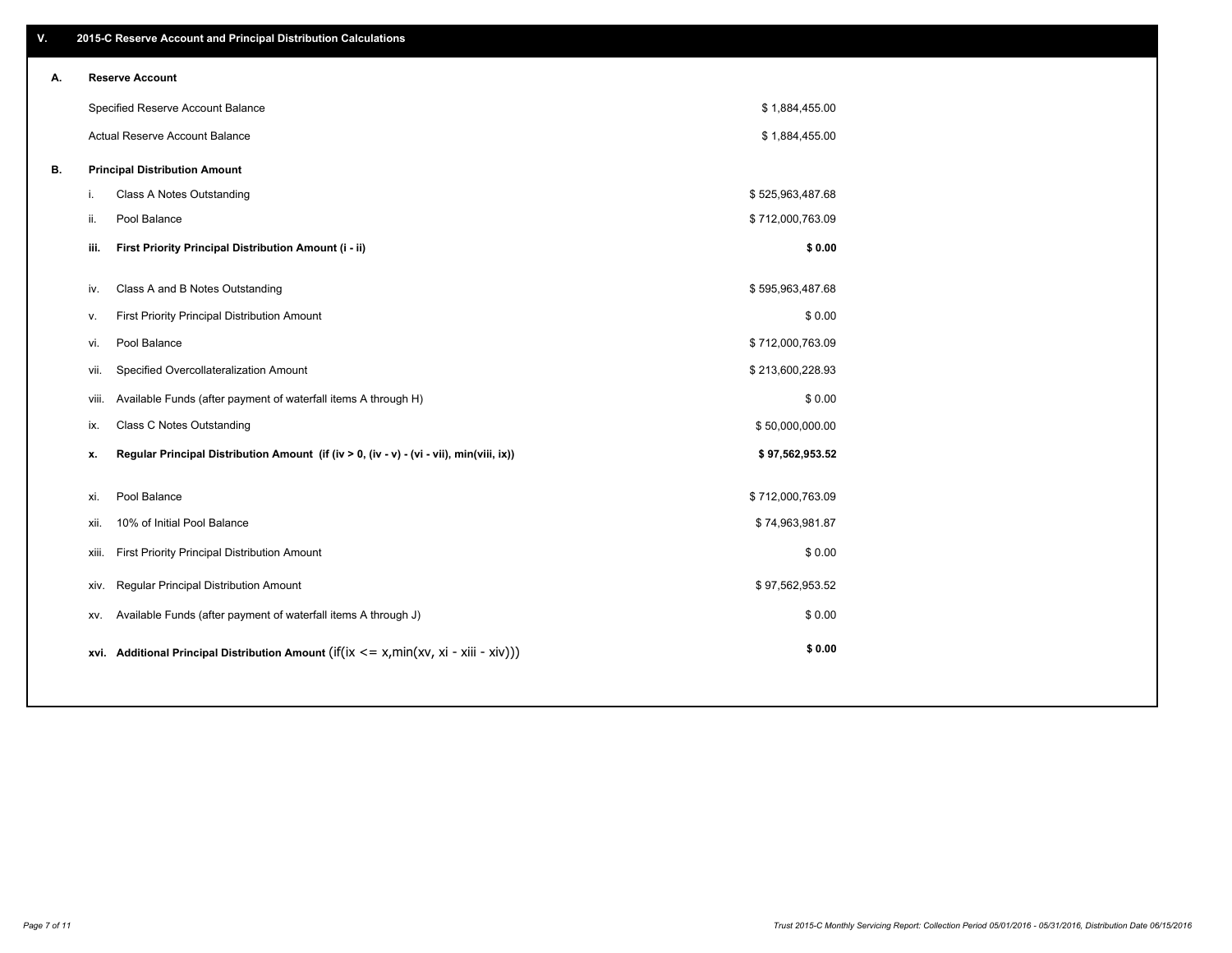## V. 2015-C Reserve Account and Principal Distribution Calculations

### A. Reserve Account

| | |
|---|---|
| Specified Reserve Account Balance | $ 1,884,455.00 |
| Actual Reserve Account Balance | $ 1,884,455.00 |

### B. Principal Distribution Amount

| | | |
|---|---|---|
| i. | Class A Notes Outstanding | $ 525,963,487.68 |
| ii. | Pool Balance | $ 712,000,763.09 |
| **iii.** | **First Priority Principal Distribution Amount (i - ii)** | **$ 0.00** |
| iv. | Class A and B Notes Outstanding | $ 595,963,487.68 |
| v. | First Priority Principal Distribution Amount | $ 0.00 |
| vi. | Pool Balance | $ 712,000,763.09 |
| vii. | Specified Overcollateralization Amount | $ 213,600,228.93 |
| viii. | Available Funds (after payment of waterfall items A through H) | $ 0.00 |
| ix. | Class C Notes Outstanding | $ 50,000,000.00 |
| **x.** | **Regular Principal Distribution Amount (if (iv > 0, (iv - v) - (vi - vii), min(viii, ix))** | **$ 97,562,953.52** |
| xi. | Pool Balance | $ 712,000,763.09 |
| xii. | 10% of Initial Pool Balance | $ 74,963,981.87 |
| xiii. | First Priority Principal Distribution Amount | $ 0.00 |
| xiv. | Regular Principal Distribution Amount | $ 97,562,953.52 |
| xv. | Available Funds (after payment of waterfall items A through J) | $ 0.00 |
| **xvi.** | **Additional Principal Distribution Amount** (if(ix <= x,min(xv, xi - xiii - xiv))) | **$ 0.00** |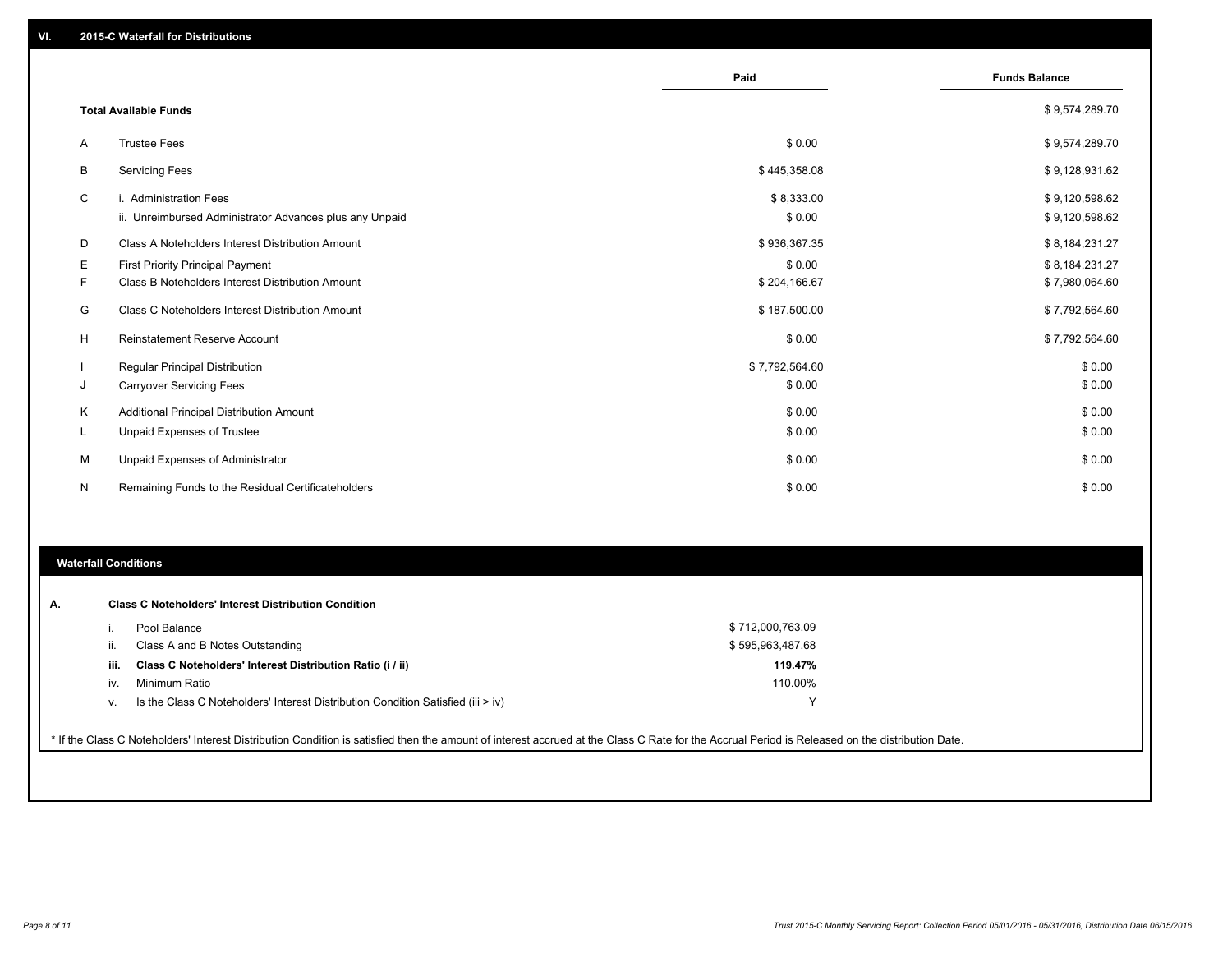## VI. 2015-C Waterfall for Distributions

| | | Paid | Funds Balance |
|---|---|---|---|
| | **Total Available Funds** | | $ 9,574,289.70 |
| A | Trustee Fees | $ 0.00 | $ 9,574,289.70 |
| B | Servicing Fees | $ 445,358.08 | $ 9,128,931.62 |
| C | i. Administration Fees | $ 8,333.00 | $ 9,120,598.62 |
| | ii. Unreimbursed Administrator Advances plus any Unpaid | $ 0.00 | $ 9,120,598.62 |
| D | Class A Noteholders Interest Distribution Amount | $ 936,367.35 | $ 8,184,231.27 |
| E | First Priority Principal Payment | $ 0.00 | $ 8,184,231.27 |
| F | Class B Noteholders Interest Distribution Amount | $ 204,166.67 | $ 7,980,064.60 |
| G | Class C Noteholders Interest Distribution Amount | $ 187,500.00 | $ 7,792,564.60 |
| H | Reinstatement Reserve Account | $ 0.00 | $ 7,792,564.60 |
| I | Regular Principal Distribution | $ 7,792,564.60 | $ 0.00 |
| J | Carryover Servicing Fees | $ 0.00 | $ 0.00 |
| K | Additional Principal Distribution Amount | $ 0.00 | $ 0.00 |
| L | Unpaid Expenses of Trustee | $ 0.00 | $ 0.00 |
| M | Unpaid Expenses of Administrator | $ 0.00 | $ 0.00 |
| N | Remaining Funds to the Residual Certificateholders | $ 0.00 | $ 0.00 |

## Waterfall Conditions

**A. Class C Noteholders' Interest Distribution Condition**

| | | |
|---|---|---|
| i. | Pool Balance | $ 712,000,763.09 |
| ii. | Class A and B Notes Outstanding | $ 595,963,487.68 |
| **iii.** | **Class C Noteholders' Interest Distribution Ratio (i / ii)** | **119.47%** |
| iv. | Minimum Ratio | 110.00% |
| v. | Is the Class C Noteholders' Interest Distribution Condition Satisfied (iii > iv) | Y |

* If the Class C Noteholders' Interest Distribution Condition is satisfied then the amount of interest accrued at the Class C Rate for the Accrual Period is Released on the distribution Date.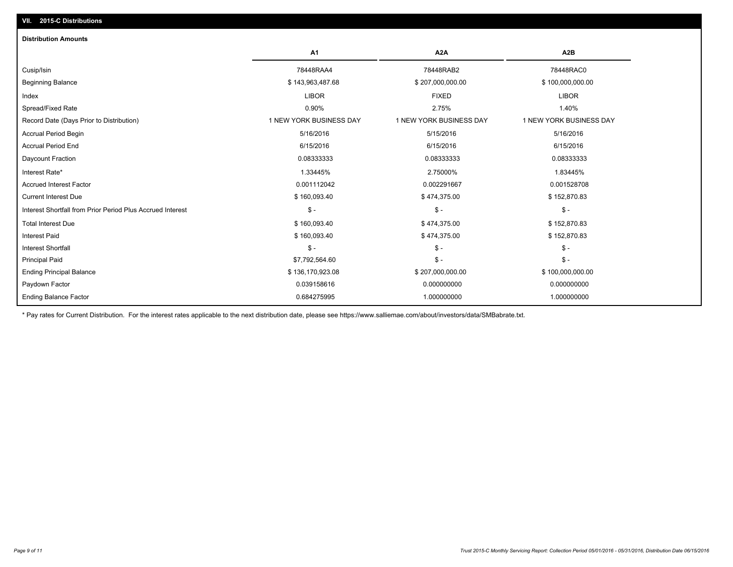## VII. 2015-C Distributions

### Distribution Amounts

| | A1 | A2A | A2B |
|---|---|---|---|
| Cusip/Isin | 78448RAA4 | 78448RAB2 | 78448RAC0 |
| Beginning Balance | $ 143,963,487.68 | $ 207,000,000.00 | $ 100,000,000.00 |
| Index | LIBOR | FIXED | LIBOR |
| Spread/Fixed Rate | 0.90% | 2.75% | 1.40% |
| Record Date (Days Prior to Distribution) | 1 NEW YORK BUSINESS DAY | 1 NEW YORK BUSINESS DAY | 1 NEW YORK BUSINESS DAY |
| Accrual Period Begin | 5/16/2016 | 5/15/2016 | 5/16/2016 |
| Accrual Period End | 6/15/2016 | 6/15/2016 | 6/15/2016 |
| Daycount Fraction | 0.08333333 | 0.08333333 | 0.08333333 |
| Interest Rate* | 1.33445% | 2.75000% | 1.83445% |
| Accrued Interest Factor | 0.001112042 | 0.002291667 | 0.001528708 |
| Current Interest Due | $ 160,093.40 | $ 474,375.00 | $ 152,870.83 |
| Interest Shortfall from Prior Period Plus Accrued Interest | $ - | $ - | $ - |
| Total Interest Due | $ 160,093.40 | $ 474,375.00 | $ 152,870.83 |
| Interest Paid | $ 160,093.40 | $ 474,375.00 | $ 152,870.83 |
| Interest Shortfall | $ - | $ - | $ - |
| Principal Paid | $7,792,564.60 | $ - | $ - |
| Ending Principal Balance | $ 136,170,923.08 | $ 207,000,000.00 | $ 100,000,000.00 |
| Paydown Factor | 0.039158616 | 0.000000000 | 0.000000000 |
| Ending Balance Factor | 0.684275995 | 1.000000000 | 1.000000000 |

* Pay rates for Current Distribution. For the interest rates applicable to the next distribution date, please see https://www.salliemae.com/about/investors/data/SMBabrate.txt.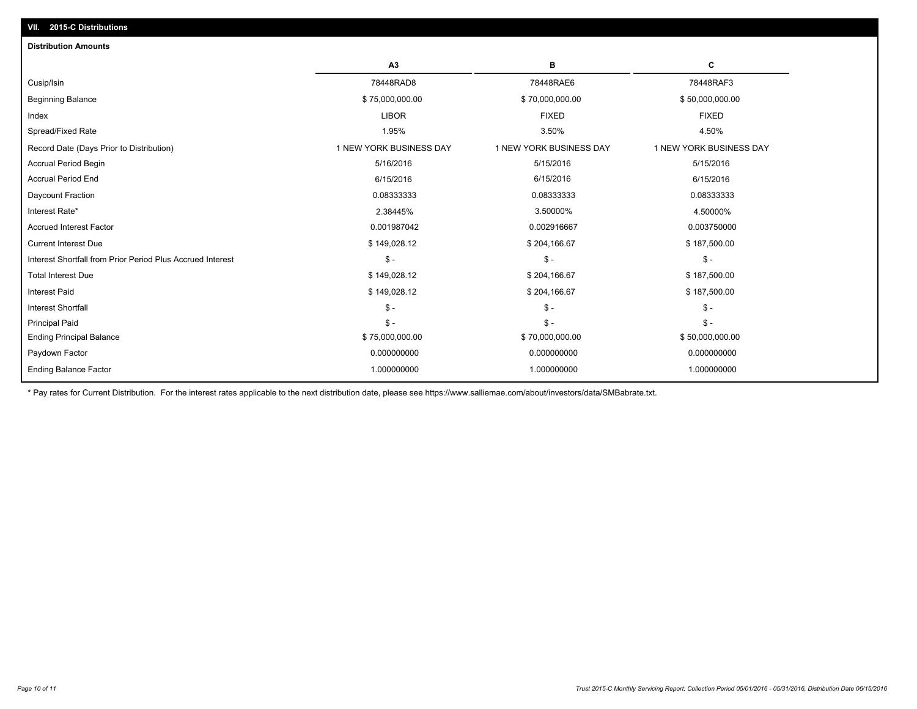## VII. 2015-C Distributions

### Distribution Amounts

| | A3 | B | C |
|---|---|---|---|
| Cusip/Isin | 78448RAD8 | 78448RAE6 | 78448RAF3 |
| Beginning Balance | $ 75,000,000.00 | $ 70,000,000.00 | $ 50,000,000.00 |
| Index | LIBOR | FIXED | FIXED |
| Spread/Fixed Rate | 1.95% | 3.50% | 4.50% |
| Record Date (Days Prior to Distribution) | 1 NEW YORK BUSINESS DAY | 1 NEW YORK BUSINESS DAY | 1 NEW YORK BUSINESS DAY |
| Accrual Period Begin | 5/16/2016 | 5/15/2016 | 5/15/2016 |
| Accrual Period End | 6/15/2016 | 6/15/2016 | 6/15/2016 |
| Daycount Fraction | 0.08333333 | 0.08333333 | 0.08333333 |
| Interest Rate* | 2.38445% | 3.50000% | 4.50000% |
| Accrued Interest Factor | 0.001987042 | 0.002916667 | 0.003750000 |
| Current Interest Due | $ 149,028.12 | $ 204,166.67 | $ 187,500.00 |
| Interest Shortfall from Prior Period Plus Accrued Interest | $ - | $ - | $ - |
| Total Interest Due | $ 149,028.12 | $ 204,166.67 | $ 187,500.00 |
| Interest Paid | $ 149,028.12 | $ 204,166.67 | $ 187,500.00 |
| Interest Shortfall | $ - | $ - | $ - |
| Principal Paid | $ - | $ - | $ - |
| Ending Principal Balance | $ 75,000,000.00 | $ 70,000,000.00 | $ 50,000,000.00 |
| Paydown Factor | 0.000000000 | 0.000000000 | 0.000000000 |
| Ending Balance Factor | 1.000000000 | 1.000000000 | 1.000000000 |

* Pay rates for Current Distribution. For the interest rates applicable to the next distribution date, please see https://www.salliemae.com/about/investors/data/SMBabrate.txt.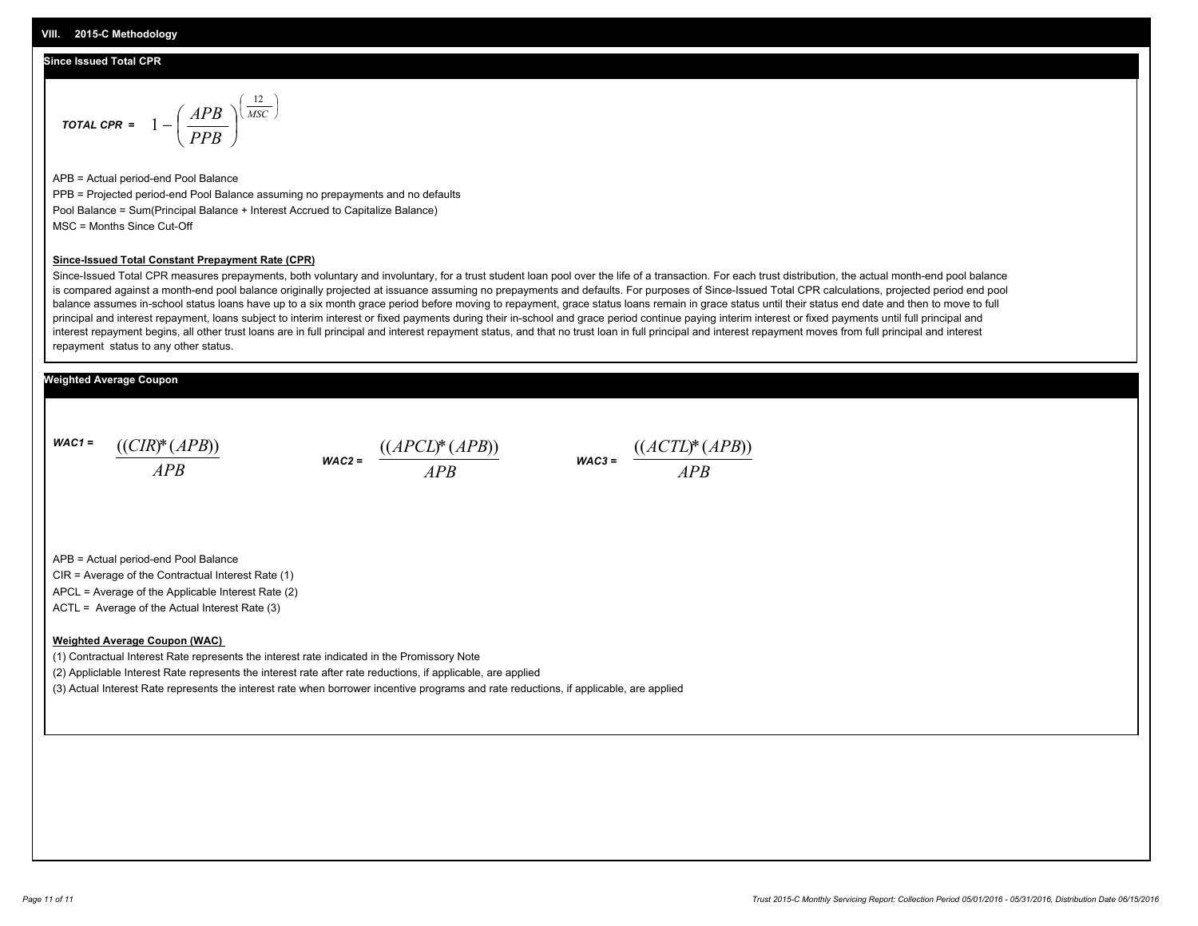## VIII. 2015-C Methodology

### Since Issued Total CPR

$$\textit{TOTAL CPR} = 1 - \left( \frac{APB}{PPB} \right)^{\left( \frac{12}{MSC} \right)}$$

APB = Actual period-end Pool Balance

PPB = Projected period-end Pool Balance assuming no prepayments and no defaults

Pool Balance = Sum(Principal Balance + Interest Accrued to Capitalize Balance)

MSC = Months Since Cut-Off

**Since-Issued Total Constant Prepayment Rate (CPR)**

Since-Issued Total CPR measures prepayments, both voluntary and involuntary, for a trust student loan pool over the life of a transaction. For each trust distribution, the actual month-end pool balance is compared against a month-end pool balance originally projected at issuance assuming no prepayments and defaults. For purposes of Since-Issued Total CPR calculations, projected period end pool balance assumes in-school status loans have up to a six month grace period before moving to repayment, grace status loans remain in grace status until their status end date and then to move to full principal and interest repayment, loans subject to interim interest or fixed payments during their in-school and grace period continue paying interim interest or fixed payments until full principal and interest repayment begins, all other trust loans are in full principal and interest repayment status, and that no trust loan in full principal and interest repayment moves from full principal and interest repayment status to any other status.

### Weighted Average Coupon

$$\textit{WAC1} = \frac{((CIR)*(APB))}{APB} \qquad \textit{WAC2} = \frac{((APCL)*(APB))}{APB} \qquad \textit{WAC3} = \frac{((ACTL)*(APB))}{APB}$$

APB = Actual period-end Pool Balance

CIR = Average of the Contractual Interest Rate (1)

APCL = Average of the Applicable Interest Rate (2)

ACTL = Average of the Actual Interest Rate (3)

**Weighted Average Coupon (WAC)**

(1) Contractual Interest Rate represents the interest rate indicated in the Promissory Note

(2) Appliclable Interest Rate represents the interest rate after rate reductions, if applicable, are applied

(3) Actual Interest Rate represents the interest rate when borrower incentive programs and rate reductions, if applicable, are applied